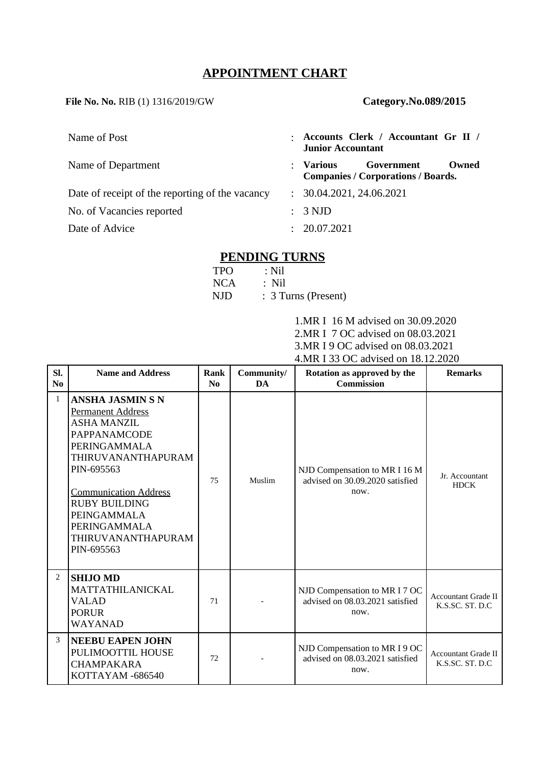# APPOINTMENT CHART

**File No. No.** RIB (1) 1316/2019/GW **Category.No.089/2015**

| | | |
|---|---|---|
| Name of Post | : | **Accounts Clerk / Accountant Gr II / Junior Accountant** |
| Name of Department | : | **Various Government Owned Companies / Corporations / Boards.** |
| Date of receipt of the reporting of the vacancy | : | 30.04.2021, 24.06.2021 |
| No. of Vacancies reported | : | 3 NJD |
| Date of Advice | : | 20.07.2021 |

## PENDING TURNS

TPO : Nil
NCA : Nil
NJD : 3 Turns (Present)

1.MR I 16 M advised on 30.09.2020
2.MR I 7 OC advised on 08.03.2021
3.MR I 9 OC advised on 08.03.2021
4.MR I 33 OC advised on 18.12.2020

| Sl. No | Name and Address | Rank No | Community/ DA | Rotation as approved by the Commission | Remarks |
|---|---|---|---|---|---|
| 1 | **ANSHA JASMIN S N**<br>Permanent Address<br>ASHA MANZIL<br>PAPPANAMCODE<br>PERINGAMMALA<br>THIRUVANANTHAPURAM<br>PIN-695563<br><br>Communication Address<br>RUBY BUILDING<br>PEINGAMMALA<br>PERINGAMMALA<br>THIRUVANANTHAPURAM<br>PIN-695563 | 75 | Muslim | NJD Compensation to MR I 16 M advised on 30.09.2020 satisfied now. | Jr. Accountant HDCK |
| 2 | **SHIJO MD**<br>MATTATHILANICKAL<br>VALAD<br>PORUR<br>WAYANAD | 71 | - | NJD Compensation to MR I 7 OC advised on 08.03.2021 satisfied now. | Accountant Grade II K.S.SC. ST. D.C |
| 3 | **NEEBU EAPEN JOHN**<br>PULIMOOTTIL HOUSE<br>CHAMPAKARA<br>KOTTAYAM -686540 | 72 | - | NJD Compensation to MR I 9 OC advised on 08.03.2021 satisfied now. | Accountant Grade II K.S.SC. ST. D.C |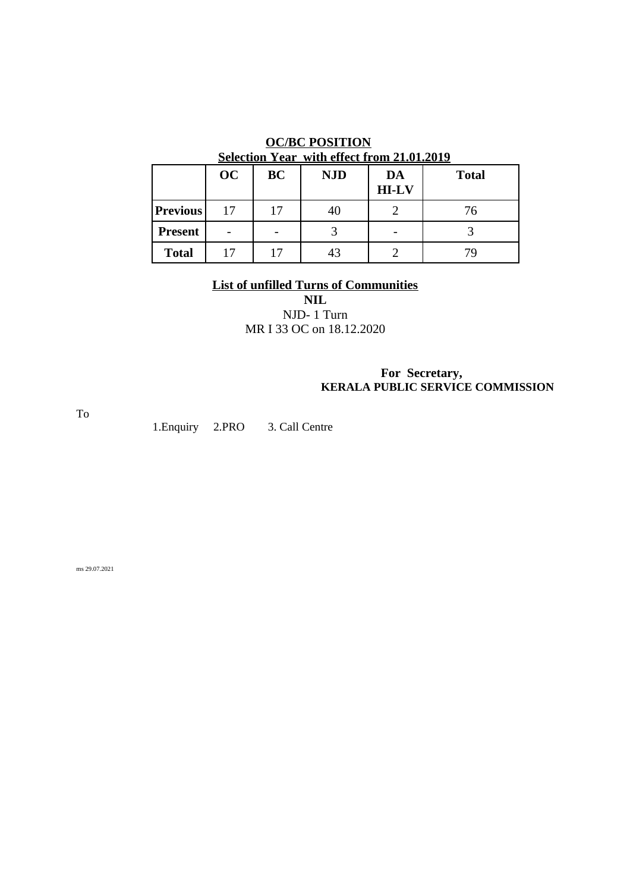**OC/BC POSITION**

**Selection Year with effect from 21.01.2019**

| | OC | BC | NJD | DA HI-LV | Total |
|---|---|---|---|---|---|
| **Previous** | 17 | 17 | 40 | 2 | 76 |
| **Present** | - | - | 3 | - | 3 |
| **Total** | 17 | 17 | 43 | 2 | 79 |

**List of unfilled Turns of Communities**

**NIL**

NJD- 1 Turn

MR I 33 OC on 18.12.2020

**For Secretary,**
**KERALA PUBLIC SERVICE COMMISSION**

To

1.Enquiry 2.PRO 3. Call Centre

ms 29.07.2021